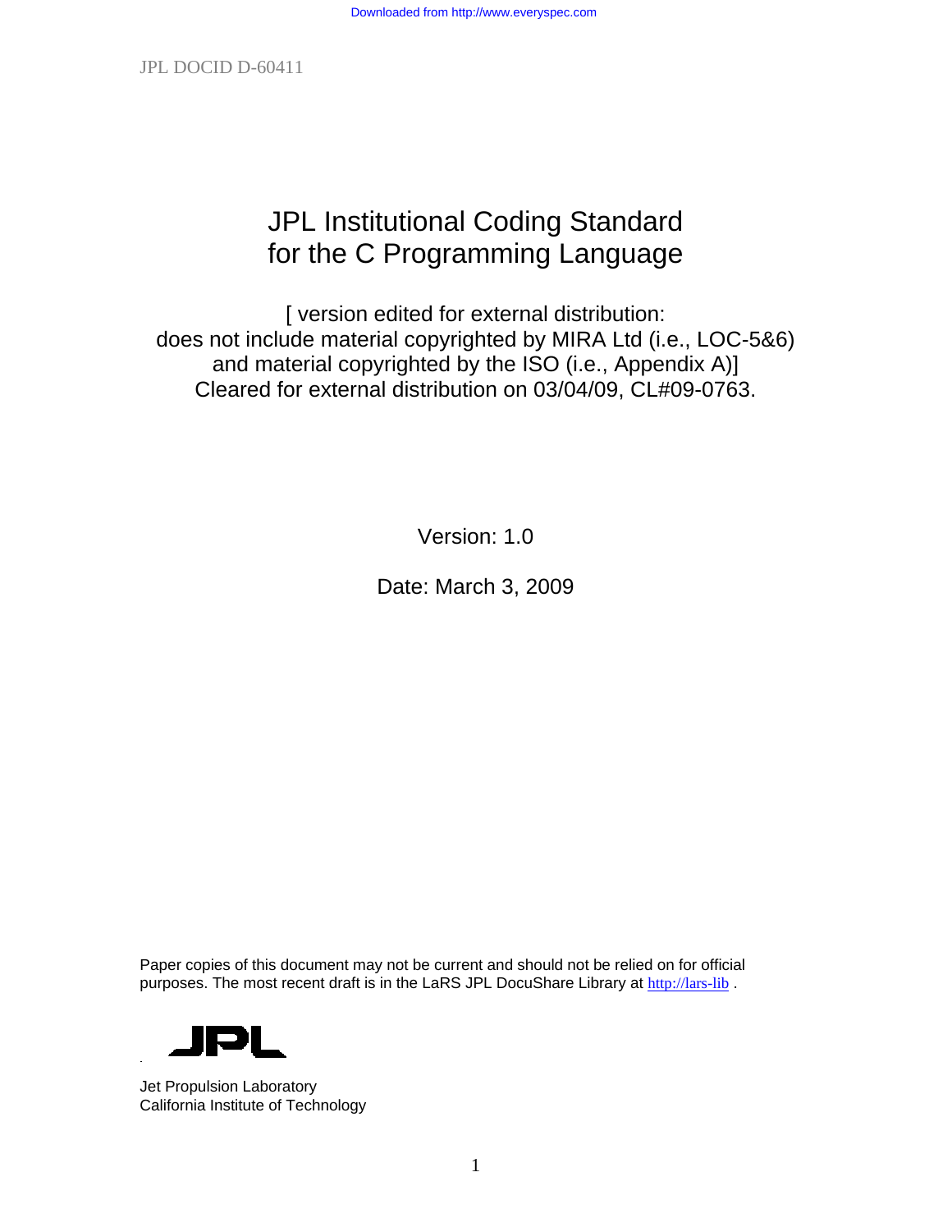JPL DOCID D-60411

# JPL Institutional Coding Standard for the C Programming Language

[ version edited for external distribution:
does not include material copyrighted by MIRA Ltd (i.e., LOC-5&6)
and material copyrighted by the ISO (i.e., Appendix A)]
Cleared for external distribution on 03/04/09, CL#09-0763.

Version: 1.0

Date: March 3, 2009

Paper copies of this document may not be current and should not be relied on for official purposes. The most recent draft is in the LaRS JPL DocuShare Library at http://lars-lib .

JPL

Jet Propulsion Laboratory
California Institute of Technology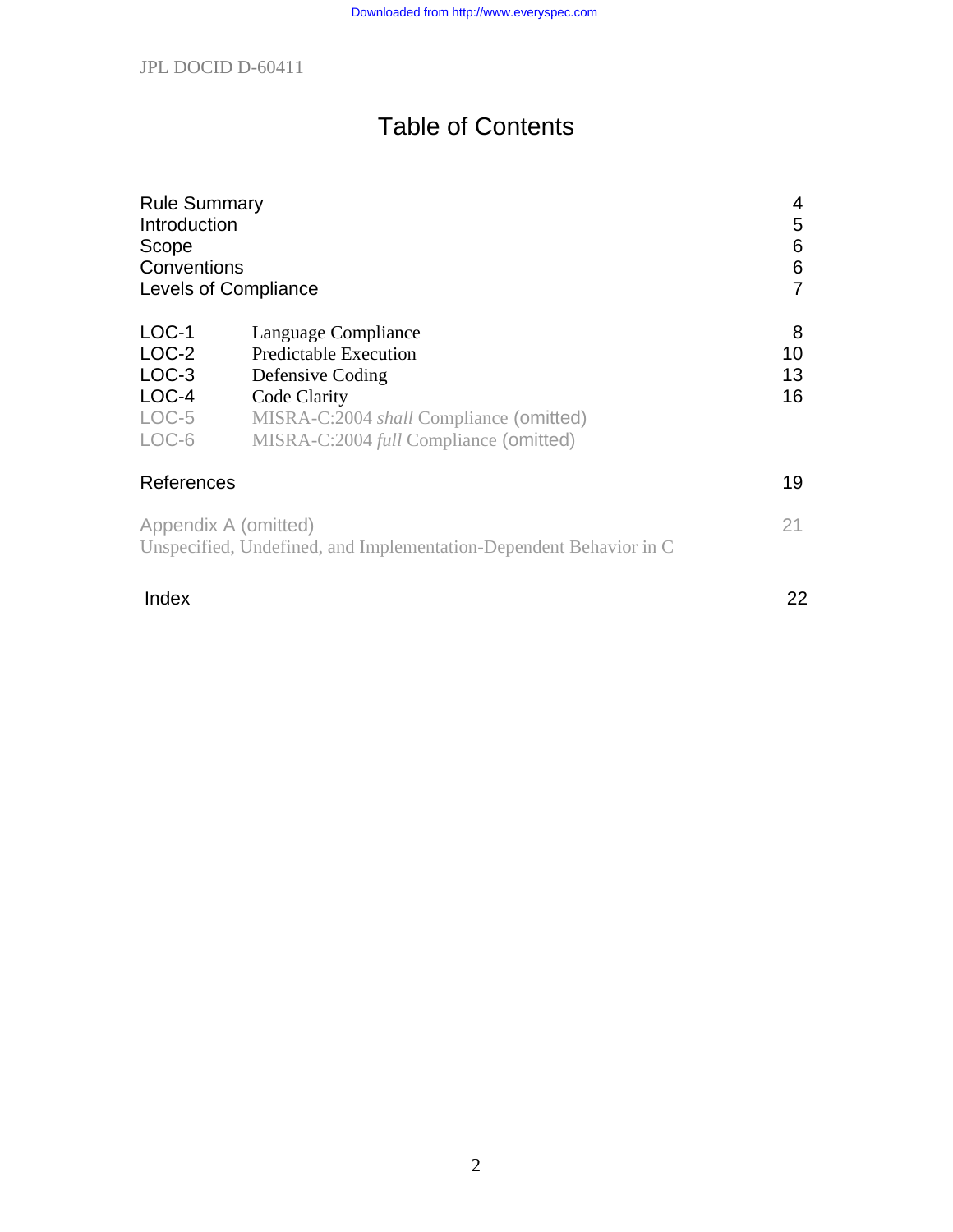# Table of Contents

| | | |
|---|---|---|
| Rule Summary | | 4 |
| Introduction | | 5 |
| Scope | | 6 |
| Conventions | | 6 |
| Levels of Compliance | | 7 |
| LOC-1 | Language Compliance | 8 |
| LOC-2 | Predictable Execution | 10 |
| LOC-3 | Defensive Coding | 13 |
| LOC-4 | Code Clarity | 16 |
| LOC-5 | MISRA-C:2004 *shall* Compliance (omitted) | |
| LOC-6 | MISRA-C:2004 *full* Compliance (omitted) | |
| References | | 19 |
| Appendix A (omitted) Unspecified, Undefined, and Implementation-Dependent Behavior in C | | 21 |
| Index | | 22 |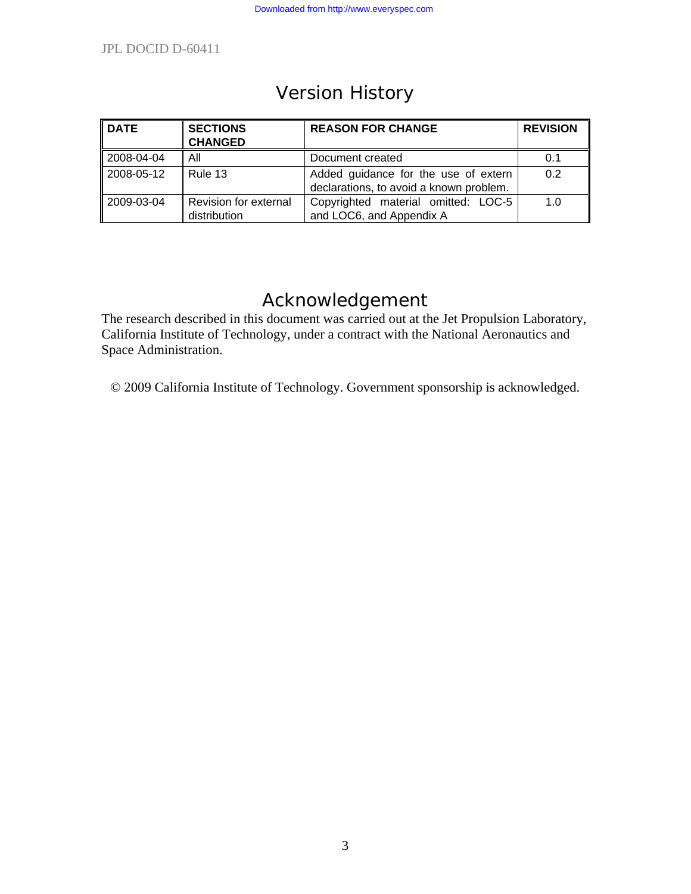## Version History

| DATE | SECTIONS CHANGED | REASON FOR CHANGE | REVISION |
|---|---|---|---|
| 2008-04-04 | All | Document created | 0.1 |
| 2008-05-12 | Rule 13 | Added guidance for the use of extern declarations, to avoid a known problem. | 0.2 |
| 2009-03-04 | Revision for external distribution | Copyrighted material omitted: LOC-5 and LOC6, and Appendix A | 1.0 |

## Acknowledgement

The research described in this document was carried out at the Jet Propulsion Laboratory, California Institute of Technology, under a contract with the National Aeronautics and Space Administration.

© 2009 California Institute of Technology. Government sponsorship is acknowledged.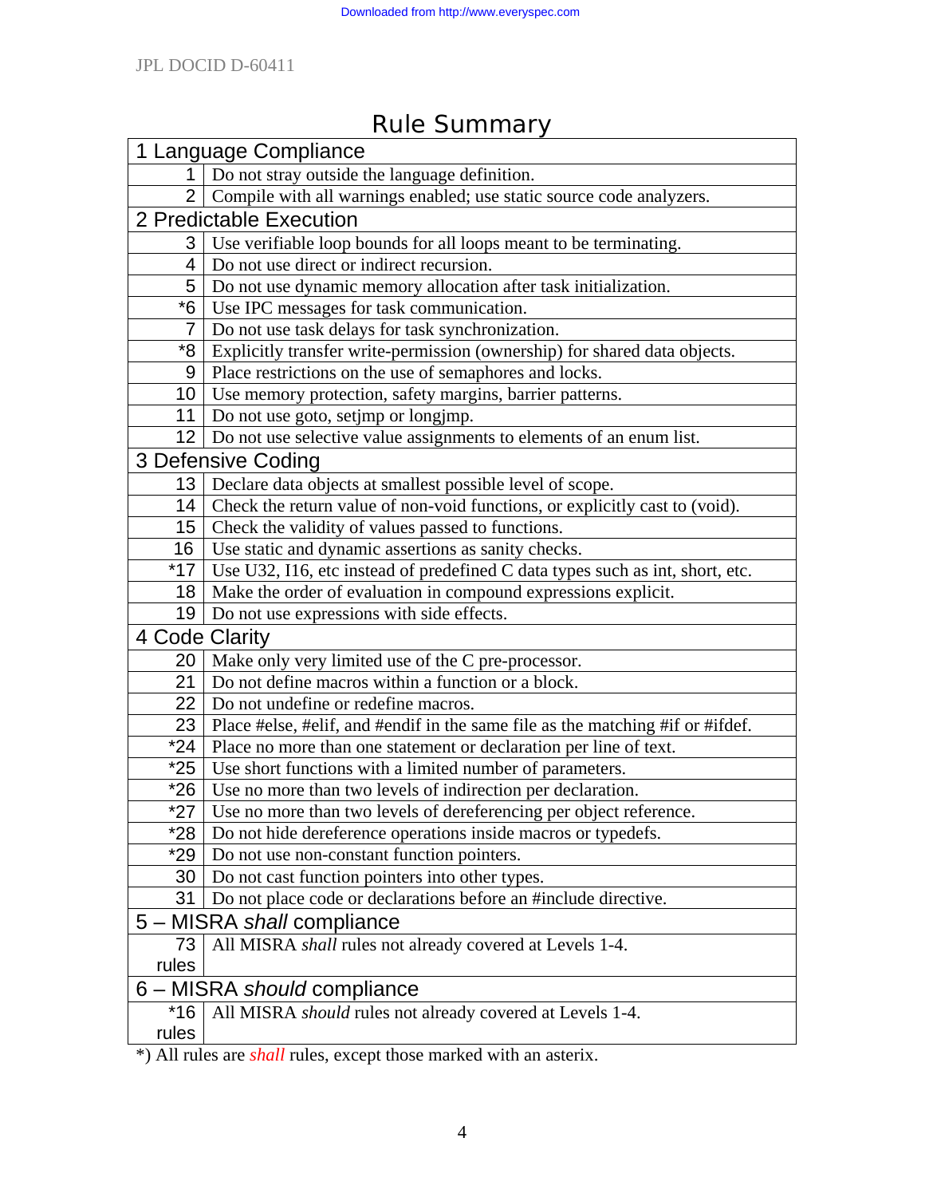# Rule Summary

| | |
|---|---|
| **1 Language Compliance** | |
| 1 | Do not stray outside the language definition. |
| 2 | Compile with all warnings enabled; use static source code analyzers. |
| **2 Predictable Execution** | |
| 3 | Use verifiable loop bounds for all loops meant to be terminating. |
| 4 | Do not use direct or indirect recursion. |
| 5 | Do not use dynamic memory allocation after task initialization. |
| *6 | Use IPC messages for task communication. |
| 7 | Do not use task delays for task synchronization. |
| *8 | Explicitly transfer write-permission (ownership) for shared data objects. |
| 9 | Place restrictions on the use of semaphores and locks. |
| 10 | Use memory protection, safety margins, barrier patterns. |
| 11 | Do not use goto, setjmp or longjmp. |
| 12 | Do not use selective value assignments to elements of an enum list. |
| **3 Defensive Coding** | |
| 13 | Declare data objects at smallest possible level of scope. |
| 14 | Check the return value of non-void functions, or explicitly cast to (void). |
| 15 | Check the validity of values passed to functions. |
| 16 | Use static and dynamic assertions as sanity checks. |
| *17 | Use U32, I16, etc instead of predefined C data types such as int, short, etc. |
| 18 | Make the order of evaluation in compound expressions explicit. |
| 19 | Do not use expressions with side effects. |
| **4 Code Clarity** | |
| 20 | Make only very limited use of the C pre-processor. |
| 21 | Do not define macros within a function or a block. |
| 22 | Do not undefine or redefine macros. |
| 23 | Place #else, #elif, and #endif in the same file as the matching #if or #ifdef. |
| *24 | Place no more than one statement or declaration per line of text. |
| *25 | Use short functions with a limited number of parameters. |
| *26 | Use no more than two levels of indirection per declaration. |
| *27 | Use no more than two levels of dereferencing per object reference. |
| *28 | Do not hide dereference operations inside macros or typedefs. |
| *29 | Do not use non-constant function pointers. |
| 30 | Do not cast function pointers into other types. |
| 31 | Do not place code or declarations before an #include directive. |
| **5 – MISRA *shall* compliance** | |
| 73 rules | All MISRA *shall* rules not already covered at Levels 1-4. |
| **6 – MISRA *should* compliance** | |
| *16 rules | All MISRA *should* rules not already covered at Levels 1-4. |

*) All rules are *shall* rules, except those marked with an asterix.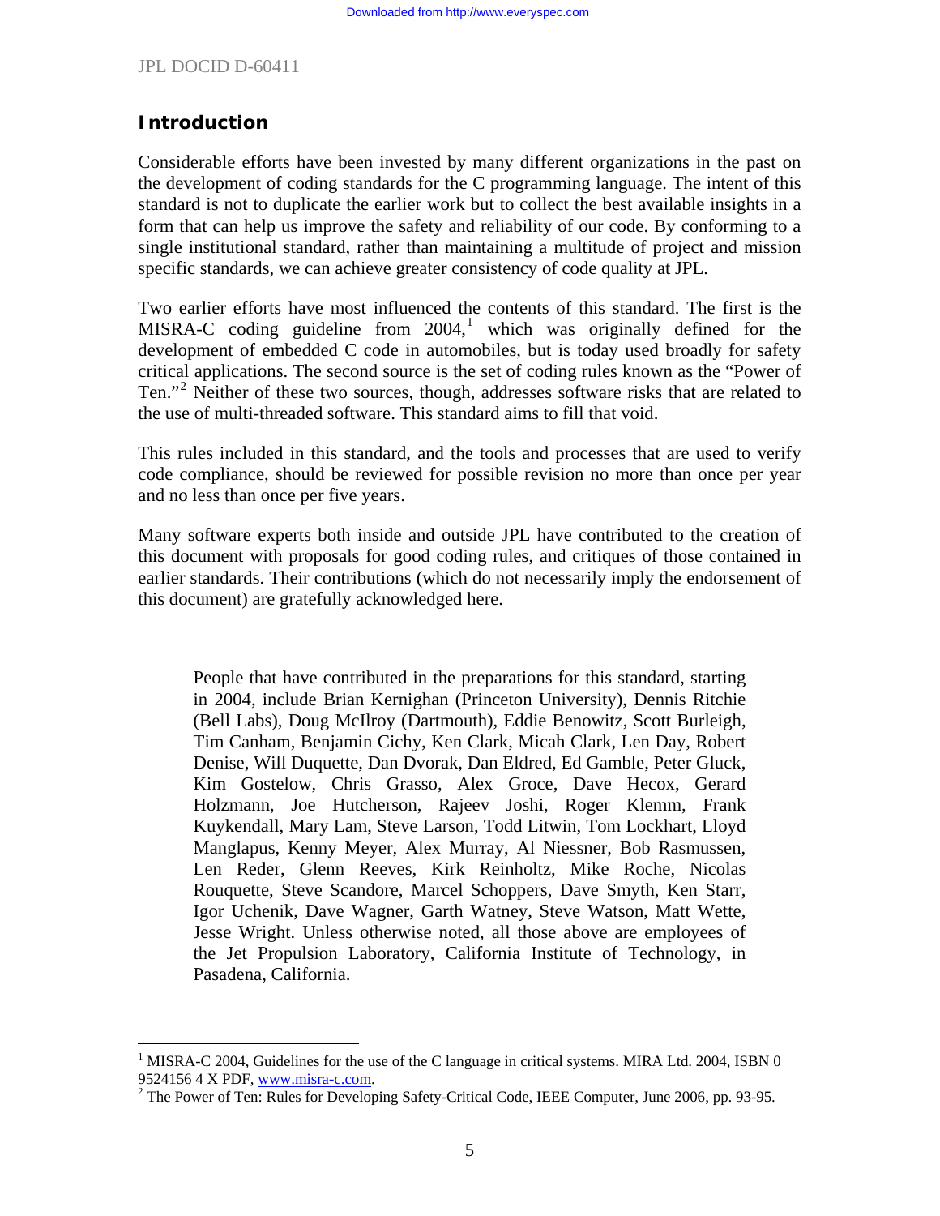## Introduction

Considerable efforts have been invested by many different organizations in the past on the development of coding standards for the C programming language. The intent of this standard is not to duplicate the earlier work but to collect the best available insights in a form that can help us improve the safety and reliability of our code. By conforming to a single institutional standard, rather than maintaining a multitude of project and mission specific standards, we can achieve greater consistency of code quality at JPL.

Two earlier efforts have most influenced the contents of this standard. The first is the MISRA-C coding guideline from 2004,[1] which was originally defined for the development of embedded C code in automobiles, but is today used broadly for safety critical applications. The second source is the set of coding rules known as the "Power of Ten."[2] Neither of these two sources, though, addresses software risks that are related to the use of multi-threaded software. This standard aims to fill that void.

This rules included in this standard, and the tools and processes that are used to verify code compliance, should be reviewed for possible revision no more than once per year and no less than once per five years.

Many software experts both inside and outside JPL have contributed to the creation of this document with proposals for good coding rules, and critiques of those contained in earlier standards. Their contributions (which do not necessarily imply the endorsement of this document) are gratefully acknowledged here.

> People that have contributed in the preparations for this standard, starting in 2004, include Brian Kernighan (Princeton University), Dennis Ritchie (Bell Labs), Doug McIlroy (Dartmouth), Eddie Benowitz, Scott Burleigh, Tim Canham, Benjamin Cichy, Ken Clark, Micah Clark, Len Day, Robert Denise, Will Duquette, Dan Dvorak, Dan Eldred, Ed Gamble, Peter Gluck, Kim Gostelow, Chris Grasso, Alex Groce, Dave Hecox, Gerard Holzmann, Joe Hutcherson, Rajeev Joshi, Roger Klemm, Frank Kuykendall, Mary Lam, Steve Larson, Todd Litwin, Tom Lockhart, Lloyd Manglapus, Kenny Meyer, Alex Murray, Al Niessner, Bob Rasmussen, Len Reder, Glenn Reeves, Kirk Reinholtz, Mike Roche, Nicolas Rouquette, Steve Scandore, Marcel Schoppers, Dave Smyth, Ken Starr, Igor Uchenik, Dave Wagner, Garth Watney, Steve Watson, Matt Wette, Jesse Wright. Unless otherwise noted, all those above are employees of the Jet Propulsion Laboratory, California Institute of Technology, in Pasadena, California.

---

[1] MISRA-C 2004, Guidelines for the use of the C language in critical systems. MIRA Ltd. 2004, ISBN 0 9524156 4 X PDF, www.misra-c.com.

[2] The Power of Ten: Rules for Developing Safety-Critical Code, IEEE Computer, June 2006, pp. 93-95.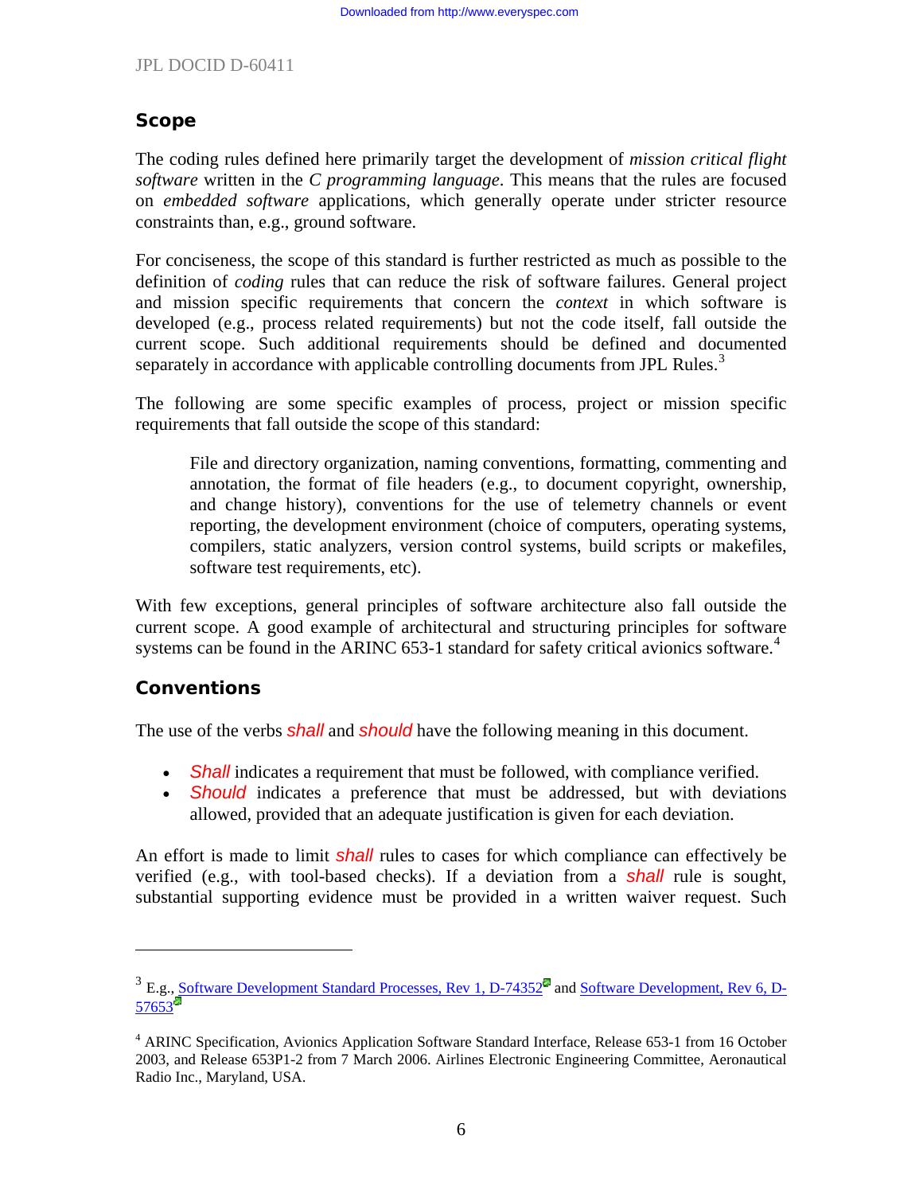## Scope

The coding rules defined here primarily target the development of *mission critical flight software* written in the *C programming language*. This means that the rules are focused on *embedded software* applications, which generally operate under stricter resource constraints than, e.g., ground software.

For conciseness, the scope of this standard is further restricted as much as possible to the definition of *coding* rules that can reduce the risk of software failures. General project and mission specific requirements that concern the *context* in which software is developed (e.g., process related requirements) but not the code itself, fall outside the current scope. Such additional requirements should be defined and documented separately in accordance with applicable controlling documents from JPL Rules.[3]

The following are some specific examples of process, project or mission specific requirements that fall outside the scope of this standard:

> File and directory organization, naming conventions, formatting, commenting and annotation, the format of file headers (e.g., to document copyright, ownership, and change history), conventions for the use of telemetry channels or event reporting, the development environment (choice of computers, operating systems, compilers, static analyzers, version control systems, build scripts or makefiles, software test requirements, etc).

With few exceptions, general principles of software architecture also fall outside the current scope. A good example of architectural and structuring principles for software systems can be found in the ARINC 653-1 standard for safety critical avionics software.[4]

## Conventions

The use of the verbs *shall* and *should* have the following meaning in this document.

- *Shall* indicates a requirement that must be followed, with compliance verified.
- *Should* indicates a preference that must be addressed, but with deviations allowed, provided that an adequate justification is given for each deviation.

An effort is made to limit *shall* rules to cases for which compliance can effectively be verified (e.g., with tool-based checks). If a deviation from a *shall* rule is sought, substantial supporting evidence must be provided in a written waiver request. Such

---

[3] E.g., Software Development Standard Processes, Rev 1, D-74352 and Software Development, Rev 6, D-57653

[4] ARINC Specification, Avionics Application Software Standard Interface, Release 653-1 from 16 October 2003, and Release 653P1-2 from 7 March 2006. Airlines Electronic Engineering Committee, Aeronautical Radio Inc., Maryland, USA.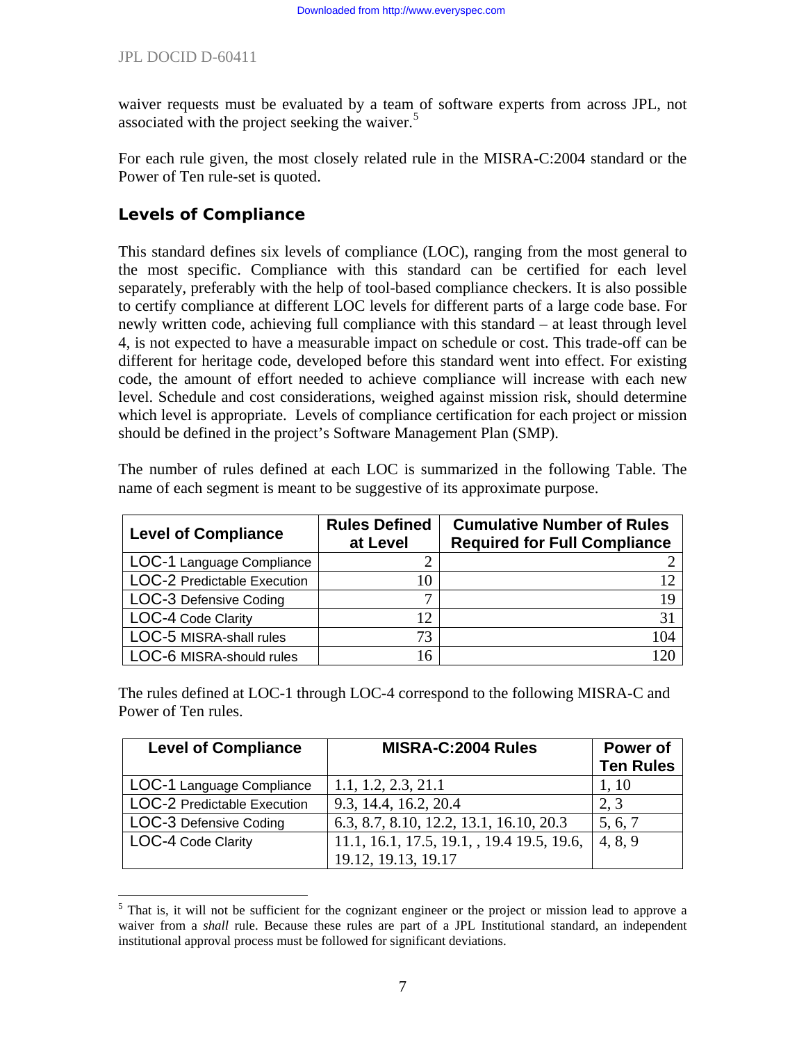waiver requests must be evaluated by a team of software experts from across JPL, not associated with the project seeking the waiver.[5]

For each rule given, the most closely related rule in the MISRA-C:2004 standard or the Power of Ten rule-set is quoted.

## Levels of Compliance

This standard defines six levels of compliance (LOC), ranging from the most general to the most specific. Compliance with this standard can be certified for each level separately, preferably with the help of tool-based compliance checkers. It is also possible to certify compliance at different LOC levels for different parts of a large code base. For newly written code, achieving full compliance with this standard – at least through level 4, is not expected to have a measurable impact on schedule or cost. This trade-off can be different for heritage code, developed before this standard went into effect. For existing code, the amount of effort needed to achieve compliance will increase with each new level. Schedule and cost considerations, weighed against mission risk, should determine which level is appropriate. Levels of compliance certification for each project or mission should be defined in the project's Software Management Plan (SMP).

The number of rules defined at each LOC is summarized in the following Table. The name of each segment is meant to be suggestive of its approximate purpose.

| Level of Compliance | Rules Defined at Level | Cumulative Number of Rules Required for Full Compliance |
|---|---|---|
| LOC-1 Language Compliance | 2 | 2 |
| LOC-2 Predictable Execution | 10 | 12 |
| LOC-3 Defensive Coding | 7 | 19 |
| LOC-4 Code Clarity | 12 | 31 |
| LOC-5 MISRA-shall rules | 73 | 104 |
| LOC-6 MISRA-should rules | 16 | 120 |

The rules defined at LOC-1 through LOC-4 correspond to the following MISRA-C and Power of Ten rules.

| Level of Compliance | MISRA-C:2004 Rules | Power of Ten Rules |
|---|---|---|
| LOC-1 Language Compliance | 1.1, 1.2, 2.3, 21.1 | 1, 10 |
| LOC-2 Predictable Execution | 9.3, 14.4, 16.2, 20.4 | 2, 3 |
| LOC-3 Defensive Coding | 6.3, 8.7, 8.10, 12.2, 13.1, 16.10, 20.3 | 5, 6, 7 |
| LOC-4 Code Clarity | 11.1, 16.1, 17.5, 19.1, , 19.4 19.5, 19.6, 19.12, 19.13, 19.17 | 4, 8, 9 |

[5] That is, it will not be sufficient for the cognizant engineer or the project or mission lead to approve a waiver from a *shall* rule. Because these rules are part of a JPL Institutional standard, an independent institutional approval process must be followed for significant deviations.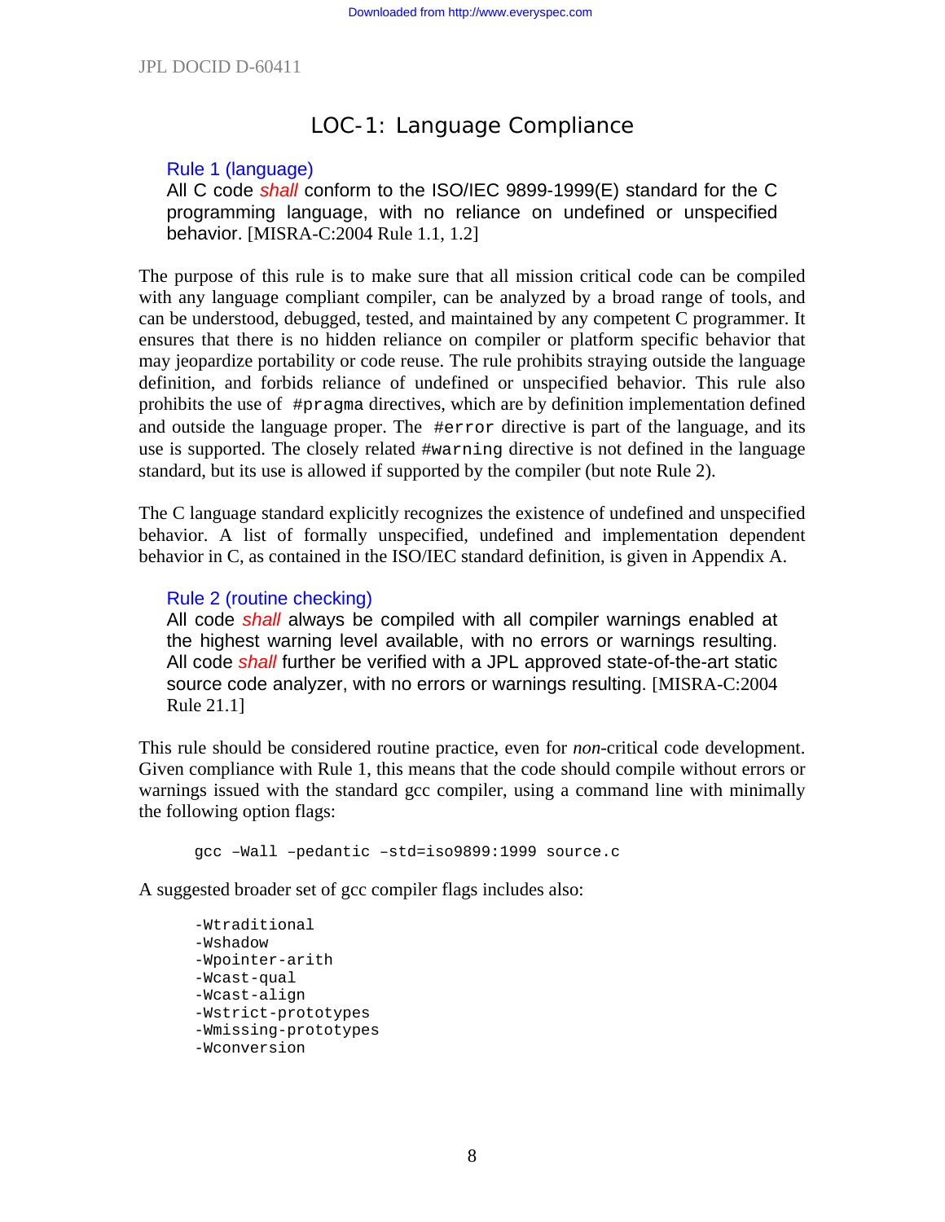## LOC-1: Language Compliance

**Rule 1 (language)**
All C code *shall* conform to the ISO/IEC 9899-1999(E) standard for the C programming language, with no reliance on undefined or unspecified behavior. [MISRA-C:2004 Rule 1.1, 1.2]

The purpose of this rule is to make sure that all mission critical code can be compiled with any language compliant compiler, can be analyzed by a broad range of tools, and can be understood, debugged, tested, and maintained by any competent C programmer. It ensures that there is no hidden reliance on compiler or platform specific behavior that may jeopardize portability or code reuse. The rule prohibits straying outside the language definition, and forbids reliance of undefined or unspecified behavior. This rule also prohibits the use of `#pragma` directives, which are by definition implementation defined and outside the language proper. The `#error` directive is part of the language, and its use is supported. The closely related `#warning` directive is not defined in the language standard, but its use is allowed if supported by the compiler (but note Rule 2).

The C language standard explicitly recognizes the existence of undefined and unspecified behavior. A list of formally unspecified, undefined and implementation dependent behavior in C, as contained in the ISO/IEC standard definition, is given in Appendix A.

**Rule 2 (routine checking)**
All code *shall* always be compiled with all compiler warnings enabled at the highest warning level available, with no errors or warnings resulting. All code *shall* further be verified with a JPL approved state-of-the-art static source code analyzer, with no errors or warnings resulting. [MISRA-C:2004 Rule 21.1]

This rule should be considered routine practice, even for *non*-critical code development. Given compliance with Rule 1, this means that the code should compile without errors or warnings issued with the standard gcc compiler, using a command line with minimally the following option flags:

```
gcc –Wall –pedantic –std=iso9899:1999 source.c
```

A suggested broader set of gcc compiler flags includes also:

```
-Wtraditional
-Wshadow
-Wpointer-arith
-Wcast-qual
-Wcast-align
-Wstrict-prototypes
-Wmissing-prototypes
-Wconversion
```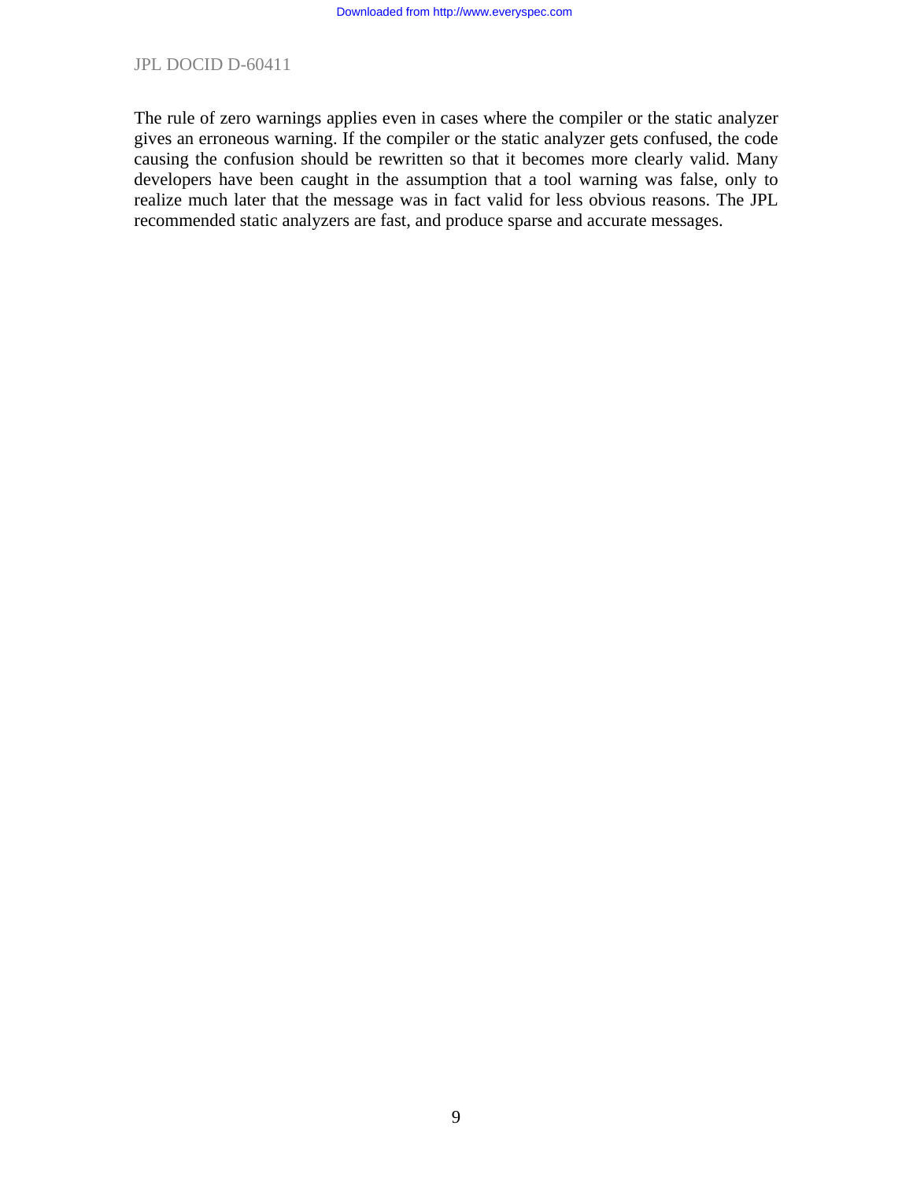The rule of zero warnings applies even in cases where the compiler or the static analyzer gives an erroneous warning. If the compiler or the static analyzer gets confused, the code causing the confusion should be rewritten so that it becomes more clearly valid. Many developers have been caught in the assumption that a tool warning was false, only to realize much later that the message was in fact valid for less obvious reasons. The JPL recommended static analyzers are fast, and produce sparse and accurate messages.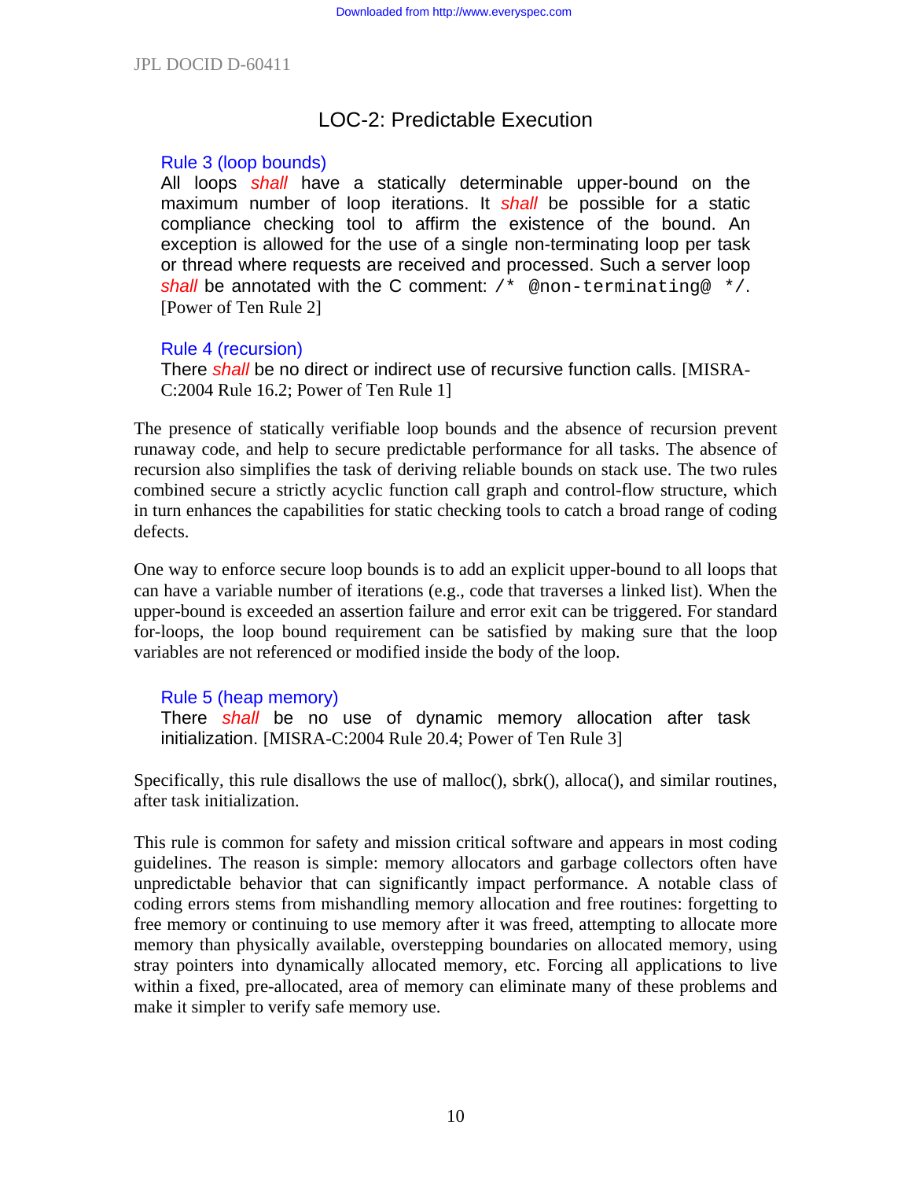## LOC-2: Predictable Execution

### Rule 3 (loop bounds)

All loops *shall* have a statically determinable upper-bound on the maximum number of loop iterations. It *shall* be possible for a static compliance checking tool to affirm the existence of the bound. An exception is allowed for the use of a single non-terminating loop per task or thread where requests are received and processed. Such a server loop *shall* be annotated with the C comment: `/* @non-terminating@ */`. [Power of Ten Rule 2]

### Rule 4 (recursion)

There *shall* be no direct or indirect use of recursive function calls. [MISRA-C:2004 Rule 16.2; Power of Ten Rule 1]

The presence of statically verifiable loop bounds and the absence of recursion prevent runaway code, and help to secure predictable performance for all tasks. The absence of recursion also simplifies the task of deriving reliable bounds on stack use. The two rules combined secure a strictly acyclic function call graph and control-flow structure, which in turn enhances the capabilities for static checking tools to catch a broad range of coding defects.

One way to enforce secure loop bounds is to add an explicit upper-bound to all loops that can have a variable number of iterations (e.g., code that traverses a linked list). When the upper-bound is exceeded an assertion failure and error exit can be triggered. For standard for-loops, the loop bound requirement can be satisfied by making sure that the loop variables are not referenced or modified inside the body of the loop.

### Rule 5 (heap memory)

There *shall* be no use of dynamic memory allocation after task initialization. [MISRA-C:2004 Rule 20.4; Power of Ten Rule 3]

Specifically, this rule disallows the use of malloc(), sbrk(), alloca(), and similar routines, after task initialization.

This rule is common for safety and mission critical software and appears in most coding guidelines. The reason is simple: memory allocators and garbage collectors often have unpredictable behavior that can significantly impact performance. A notable class of coding errors stems from mishandling memory allocation and free routines: forgetting to free memory or continuing to use memory after it was freed, attempting to allocate more memory than physically available, overstepping boundaries on allocated memory, using stray pointers into dynamically allocated memory, etc. Forcing all applications to live within a fixed, pre-allocated, area of memory can eliminate many of these problems and make it simpler to verify safe memory use.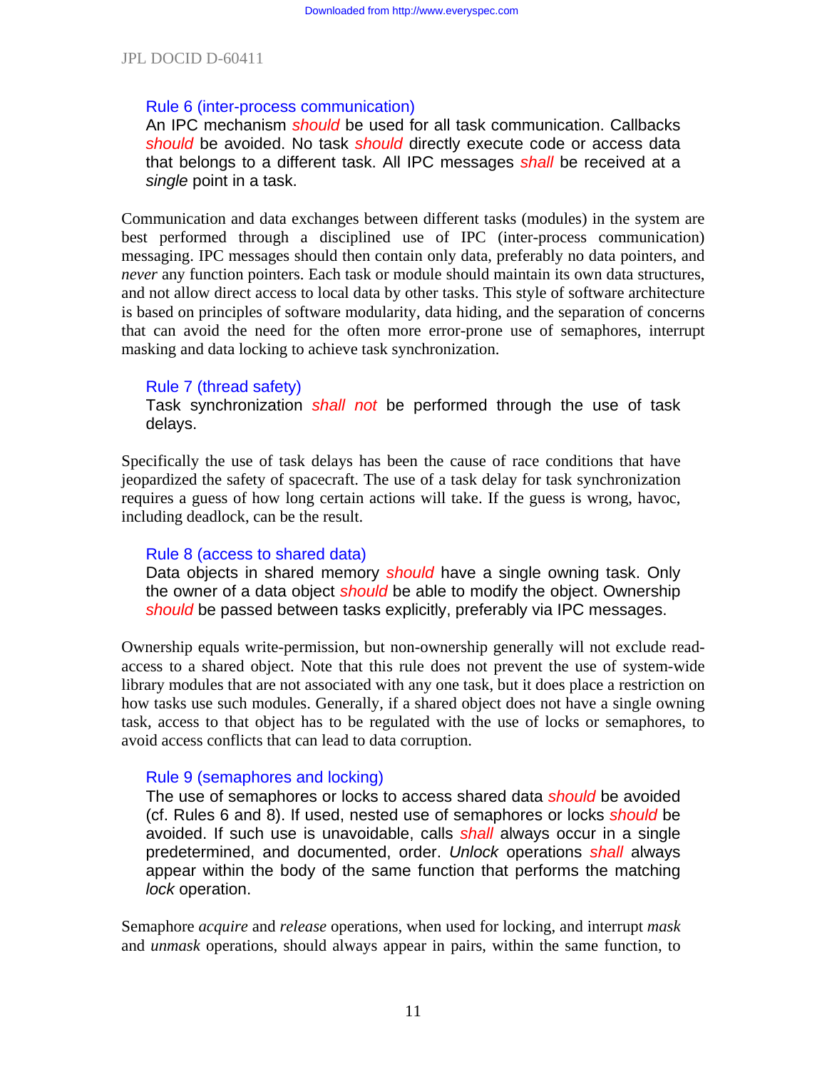### Rule 6 (inter-process communication)

An IPC mechanism *should* be used for all task communication. Callbacks *should* be avoided. No task *should* directly execute code or access data that belongs to a different task. All IPC messages *shall* be received at a *single* point in a task.

Communication and data exchanges between different tasks (modules) in the system are best performed through a disciplined use of IPC (inter-process communication) messaging. IPC messages should then contain only data, preferably no data pointers, and *never* any function pointers. Each task or module should maintain its own data structures, and not allow direct access to local data by other tasks. This style of software architecture is based on principles of software modularity, data hiding, and the separation of concerns that can avoid the need for the often more error-prone use of semaphores, interrupt masking and data locking to achieve task synchronization.

### Rule 7 (thread safety)

Task synchronization *shall not* be performed through the use of task delays.

Specifically the use of task delays has been the cause of race conditions that have jeopardized the safety of spacecraft. The use of a task delay for task synchronization requires a guess of how long certain actions will take. If the guess is wrong, havoc, including deadlock, can be the result.

### Rule 8 (access to shared data)

Data objects in shared memory *should* have a single owning task. Only the owner of a data object *should* be able to modify the object. Ownership *should* be passed between tasks explicitly, preferably via IPC messages.

Ownership equals write-permission, but non-ownership generally will not exclude read-access to a shared object. Note that this rule does not prevent the use of system-wide library modules that are not associated with any one task, but it does place a restriction on how tasks use such modules. Generally, if a shared object does not have a single owning task, access to that object has to be regulated with the use of locks or semaphores, to avoid access conflicts that can lead to data corruption.

### Rule 9 (semaphores and locking)

The use of semaphores or locks to access shared data *should* be avoided (cf. Rules 6 and 8). If used, nested use of semaphores or locks *should* be avoided. If such use is unavoidable, calls *shall* always occur in a single predetermined, and documented, order. *Unlock* operations *shall* always appear within the body of the same function that performs the matching *lock* operation.

Semaphore *acquire* and *release* operations, when used for locking, and interrupt *mask* and *unmask* operations, should always appear in pairs, within the same function, to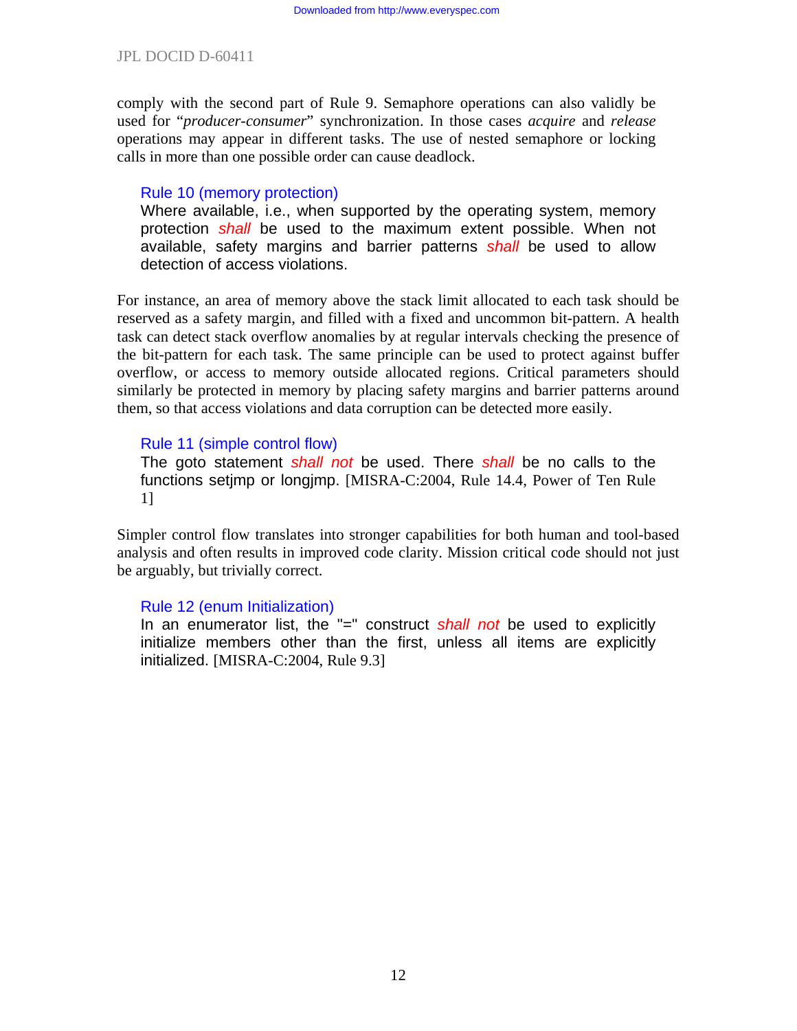comply with the second part of Rule 9. Semaphore operations can also validly be used for "*producer-consumer*" synchronization. In those cases *acquire* and *release* operations may appear in different tasks. The use of nested semaphore or locking calls in more than one possible order can cause deadlock.

> **Rule 10 (memory protection)**
> Where available, i.e., when supported by the operating system, memory protection *shall* be used to the maximum extent possible. When not available, safety margins and barrier patterns *shall* be used to allow detection of access violations.

For instance, an area of memory above the stack limit allocated to each task should be reserved as a safety margin, and filled with a fixed and uncommon bit-pattern. A health task can detect stack overflow anomalies by at regular intervals checking the presence of the bit-pattern for each task. The same principle can be used to protect against buffer overflow, or access to memory outside allocated regions. Critical parameters should similarly be protected in memory by placing safety margins and barrier patterns around them, so that access violations and data corruption can be detected more easily.

> **Rule 11 (simple control flow)**
> The goto statement *shall not* be used. There *shall* be no calls to the functions setjmp or longjmp. [MISRA-C:2004, Rule 14.4, Power of Ten Rule 1]

Simpler control flow translates into stronger capabilities for both human and tool-based analysis and often results in improved code clarity. Mission critical code should not just be arguably, but trivially correct.

> **Rule 12 (enum Initialization)**
> In an enumerator list, the "=" construct *shall not* be used to explicitly initialize members other than the first, unless all items are explicitly initialized. [MISRA-C:2004, Rule 9.3]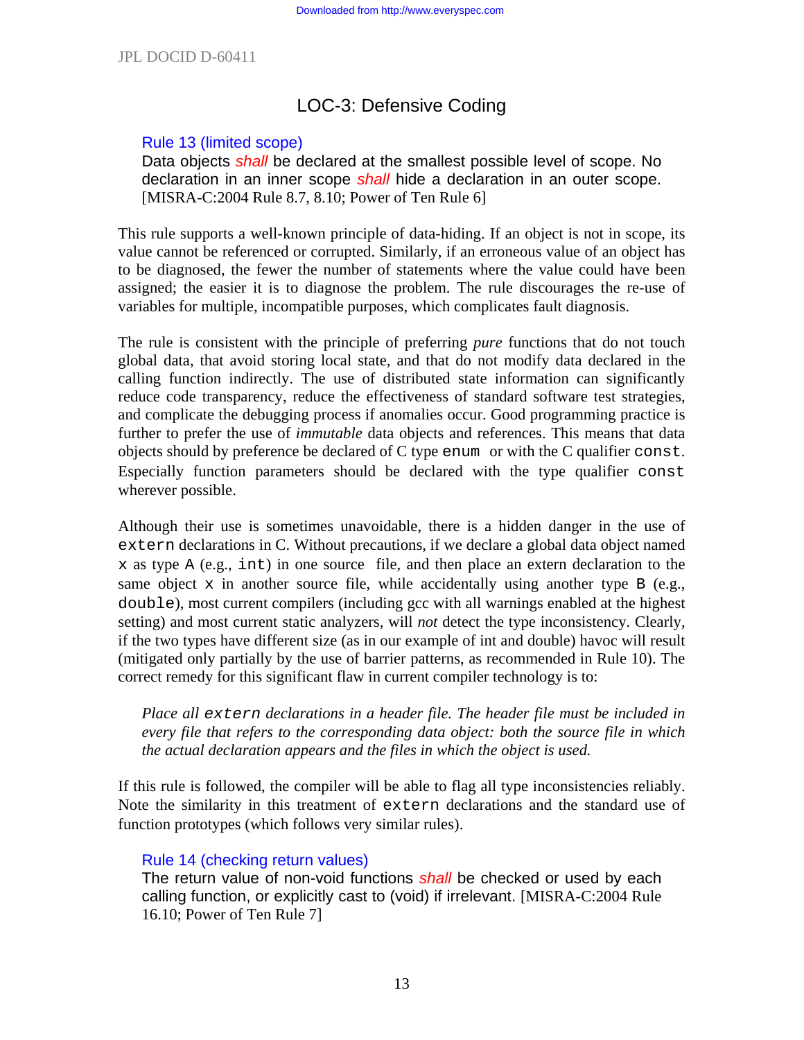## LOC-3: Defensive Coding

### Rule 13 (limited scope)

Data objects *shall* be declared at the smallest possible level of scope. No declaration in an inner scope *shall* hide a declaration in an outer scope. [MISRA-C:2004 Rule 8.7, 8.10; Power of Ten Rule 6]

This rule supports a well-known principle of data-hiding. If an object is not in scope, its value cannot be referenced or corrupted. Similarly, if an erroneous value of an object has to be diagnosed, the fewer the number of statements where the value could have been assigned; the easier it is to diagnose the problem. The rule discourages the re-use of variables for multiple, incompatible purposes, which complicates fault diagnosis.

The rule is consistent with the principle of preferring *pure* functions that do not touch global data, that avoid storing local state, and that do not modify data declared in the calling function indirectly. The use of distributed state information can significantly reduce code transparency, reduce the effectiveness of standard software test strategies, and complicate the debugging process if anomalies occur. Good programming practice is further to prefer the use of *immutable* data objects and references. This means that data objects should by preference be declared of C type `enum` or with the C qualifier `const`. Especially function parameters should be declared with the type qualifier `const` wherever possible.

Although their use is sometimes unavoidable, there is a hidden danger in the use of `extern` declarations in C. Without precautions, if we declare a global data object named `x` as type `A` (e.g., `int`) in one source file, and then place an extern declaration to the same object `x` in another source file, while accidentally using another type `B` (e.g., `double`), most current compilers (including gcc with all warnings enabled at the highest setting) and most current static analyzers, will *not* detect the type inconsistency. Clearly, if the two types have different size (as in our example of int and double) havoc will result (mitigated only partially by the use of barrier patterns, as recommended in Rule 10). The correct remedy for this significant flaw in current compiler technology is to:

> *Place all `extern` declarations in a header file. The header file must be included in every file that refers to the corresponding data object: both the source file in which the actual declaration appears and the files in which the object is used.*

If this rule is followed, the compiler will be able to flag all type inconsistencies reliably. Note the similarity in this treatment of `extern` declarations and the standard use of function prototypes (which follows very similar rules).

### Rule 14 (checking return values)

The return value of non-void functions *shall* be checked or used by each calling function, or explicitly cast to (void) if irrelevant. [MISRA-C:2004 Rule 16.10; Power of Ten Rule 7]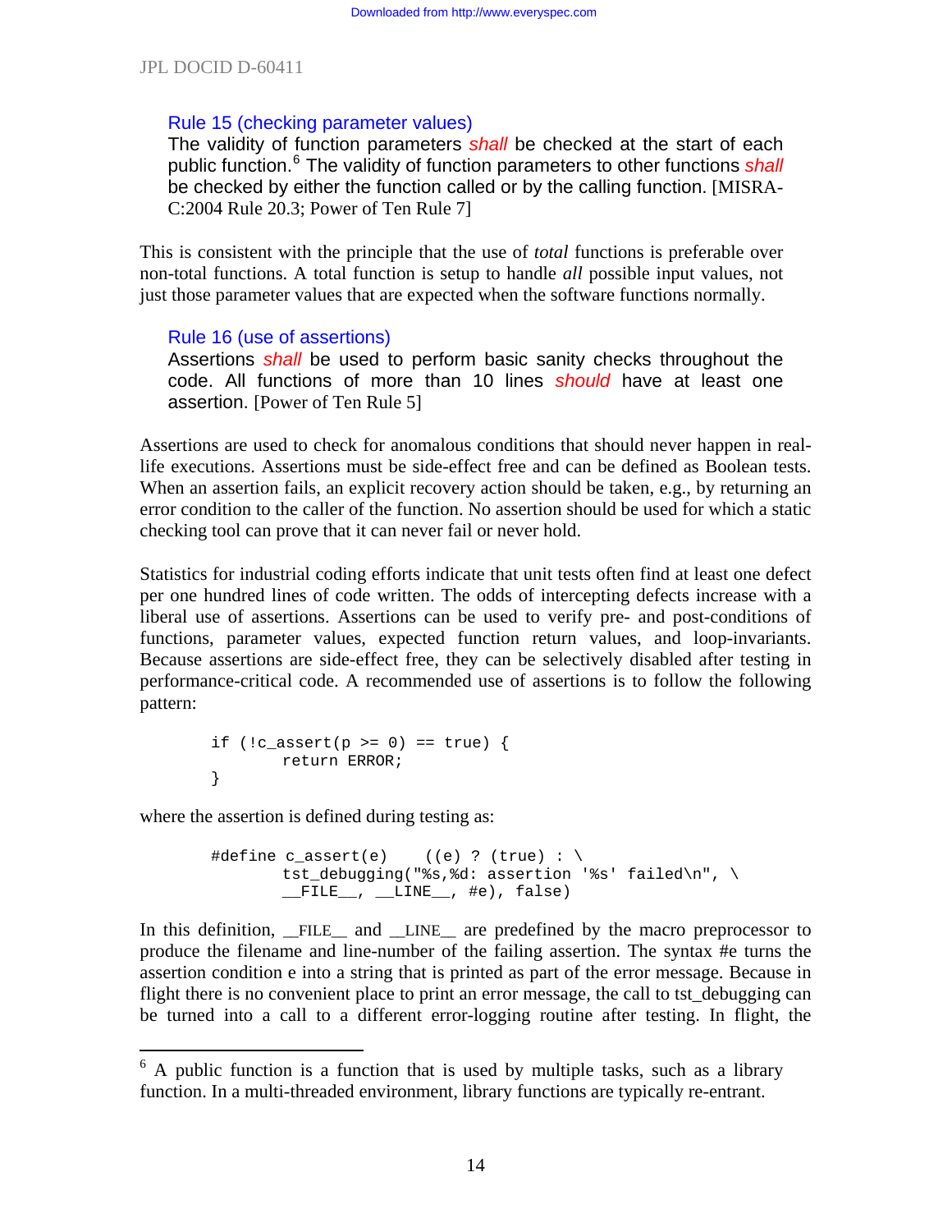### Rule 15 (checking parameter values)

The validity of function parameters *shall* be checked at the start of each public function.[6] The validity of function parameters to other functions *shall* be checked by either the function called or by the calling function. [MISRA-C:2004 Rule 20.3; Power of Ten Rule 7]

This is consistent with the principle that the use of *total* functions is preferable over non-total functions. A total function is setup to handle *all* possible input values, not just those parameter values that are expected when the software functions normally.

### Rule 16 (use of assertions)

Assertions *shall* be used to perform basic sanity checks throughout the code. All functions of more than 10 lines *should* have at least one assertion. [Power of Ten Rule 5]

Assertions are used to check for anomalous conditions that should never happen in real-life executions. Assertions must be side-effect free and can be defined as Boolean tests. When an assertion fails, an explicit recovery action should be taken, e.g., by returning an error condition to the caller of the function. No assertion should be used for which a static checking tool can prove that it can never fail or never hold.

Statistics for industrial coding efforts indicate that unit tests often find at least one defect per one hundred lines of code written. The odds of intercepting defects increase with a liberal use of assertions. Assertions can be used to verify pre- and post-conditions of functions, parameter values, expected function return values, and loop-invariants. Because assertions are side-effect free, they can be selectively disabled after testing in performance-critical code. A recommended use of assertions is to follow the following pattern:

```
if (!c_assert(p >= 0) == true) {
        return ERROR;
}
```

where the assertion is defined during testing as:

```
#define c_assert(e)    ((e) ? (true) : \
        tst_debugging("%s,%d: assertion '%s' failed\n", \
        __FILE__, __LINE__, #e), false)
```

In this definition, __FILE__ and __LINE__ are predefined by the macro preprocessor to produce the filename and line-number of the failing assertion. The syntax #e turns the assertion condition e into a string that is printed as part of the error message. Because in flight there is no convenient place to print an error message, the call to tst_debugging can be turned into a call to a different error-logging routine after testing. In flight, the

[6] A public function is a function that is used by multiple tasks, such as a library function. In a multi-threaded environment, library functions are typically re-entrant.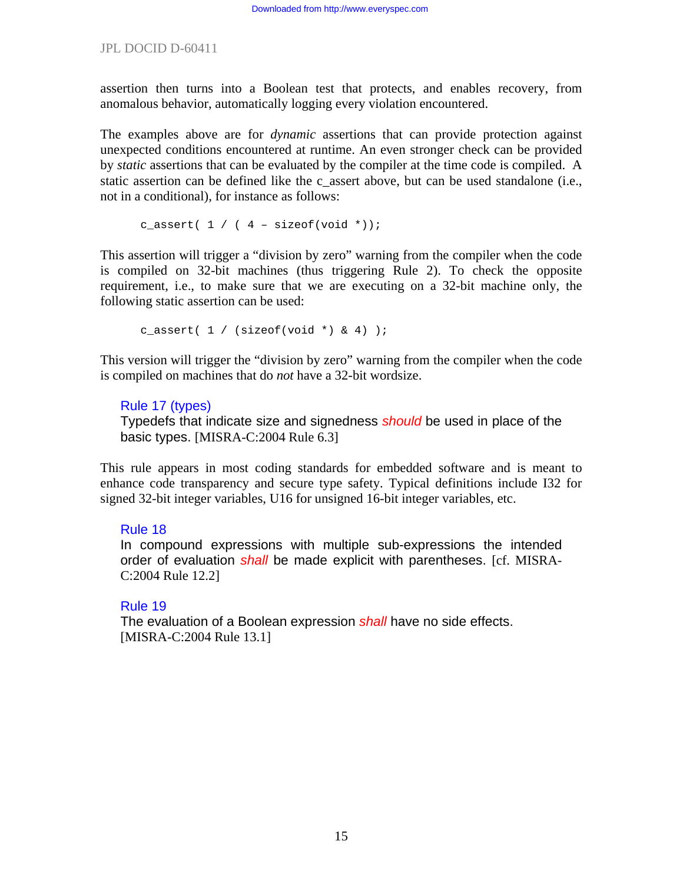assertion then turns into a Boolean test that protects, and enables recovery, from anomalous behavior, automatically logging every violation encountered.

The examples above are for *dynamic* assertions that can provide protection against unexpected conditions encountered at runtime. An even stronger check can be provided by *static* assertions that can be evaluated by the compiler at the time code is compiled. A static assertion can be defined like the c_assert above, but can be used standalone (i.e., not in a conditional), for instance as follows:

```
c_assert( 1 / ( 4 – sizeof(void *));
```

This assertion will trigger a "division by zero" warning from the compiler when the code is compiled on 32-bit machines (thus triggering Rule 2). To check the opposite requirement, i.e., to make sure that we are executing on a 32-bit machine only, the following static assertion can be used:

```
c_assert( 1 / (sizeof(void *) & 4) );
```

This version will trigger the "division by zero" warning from the compiler when the code is compiled on machines that do *not* have a 32-bit wordsize.

**Rule 17 (types)**
Typedefs that indicate size and signedness *should* be used in place of the basic types. [MISRA-C:2004 Rule 6.3]

This rule appears in most coding standards for embedded software and is meant to enhance code transparency and secure type safety. Typical definitions include I32 for signed 32-bit integer variables, U16 for unsigned 16-bit integer variables, etc.

**Rule 18**
In compound expressions with multiple sub-expressions the intended order of evaluation *shall* be made explicit with parentheses. [cf. MISRA-C:2004 Rule 12.2]

**Rule 19**
The evaluation of a Boolean expression *shall* have no side effects. [MISRA-C:2004 Rule 13.1]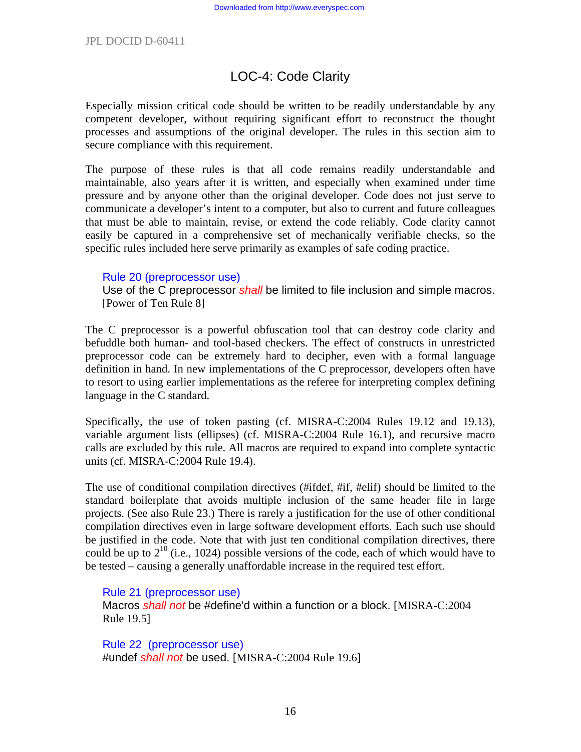## LOC-4: Code Clarity

Especially mission critical code should be written to be readily understandable by any competent developer, without requiring significant effort to reconstruct the thought processes and assumptions of the original developer. The rules in this section aim to secure compliance with this requirement.

The purpose of these rules is that all code remains readily understandable and maintainable, also years after it is written, and especially when examined under time pressure and by anyone other than the original developer. Code does not just serve to communicate a developer's intent to a computer, but also to current and future colleagues that must be able to maintain, revise, or extend the code reliably. Code clarity cannot easily be captured in a comprehensive set of mechanically verifiable checks, so the specific rules included here serve primarily as examples of safe coding practice.

> **Rule 20 (preprocessor use)**
> Use of the C preprocessor *shall* be limited to file inclusion and simple macros. [Power of Ten Rule 8]

The C preprocessor is a powerful obfuscation tool that can destroy code clarity and befuddle both human- and tool-based checkers. The effect of constructs in unrestricted preprocessor code can be extremely hard to decipher, even with a formal language definition in hand. In new implementations of the C preprocessor, developers often have to resort to using earlier implementations as the referee for interpreting complex defining language in the C standard.

Specifically, the use of token pasting (cf. MISRA-C:2004 Rules 19.12 and 19.13), variable argument lists (ellipses) (cf. MISRA-C:2004 Rule 16.1), and recursive macro calls are excluded by this rule. All macros are required to expand into complete syntactic units (cf. MISRA-C:2004 Rule 19.4).

The use of conditional compilation directives (#ifdef, #if, #elif) should be limited to the standard boilerplate that avoids multiple inclusion of the same header file in large projects. (See also Rule 23.) There is rarely a justification for the use of other conditional compilation directives even in large software development efforts. Each such use should be justified in the code. Note that with just ten conditional compilation directives, there could be up to $2^{10}$ (i.e., 1024) possible versions of the code, each of which would have to be tested – causing a generally unaffordable increase in the required test effort.

> **Rule 21 (preprocessor use)**
> Macros *shall not* be #define'd within a function or a block. [MISRA-C:2004 Rule 19.5]

> **Rule 22 (preprocessor use)**
> #undef *shall not* be used. [MISRA-C:2004 Rule 19.6]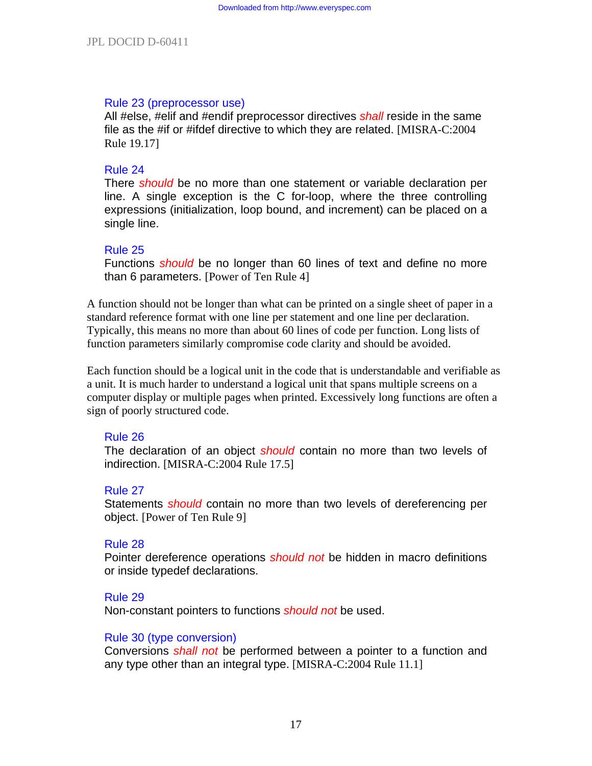Rule 23 (preprocessor use)

All #else, #elif and #endif preprocessor directives *shall* reside in the same file as the #if or #ifdef directive to which they are related. [MISRA-C:2004 Rule 19.17]

Rule 24

There *should* be no more than one statement or variable declaration per line. A single exception is the C for-loop, where the three controlling expressions (initialization, loop bound, and increment) can be placed on a single line.

Rule 25

Functions *should* be no longer than 60 lines of text and define no more than 6 parameters. [Power of Ten Rule 4]

A function should not be longer than what can be printed on a single sheet of paper in a standard reference format with one line per statement and one line per declaration. Typically, this means no more than about 60 lines of code per function. Long lists of function parameters similarly compromise code clarity and should be avoided.

Each function should be a logical unit in the code that is understandable and verifiable as a unit. It is much harder to understand a logical unit that spans multiple screens on a computer display or multiple pages when printed. Excessively long functions are often a sign of poorly structured code.

Rule 26

The declaration of an object *should* contain no more than two levels of indirection. [MISRA-C:2004 Rule 17.5]

Rule 27

Statements *should* contain no more than two levels of dereferencing per object. [Power of Ten Rule 9]

Rule 28

Pointer dereference operations *should not* be hidden in macro definitions or inside typedef declarations.

Rule 29

Non-constant pointers to functions *should not* be used.

Rule 30 (type conversion)

Conversions *shall not* be performed between a pointer to a function and any type other than an integral type. [MISRA-C:2004 Rule 11.1]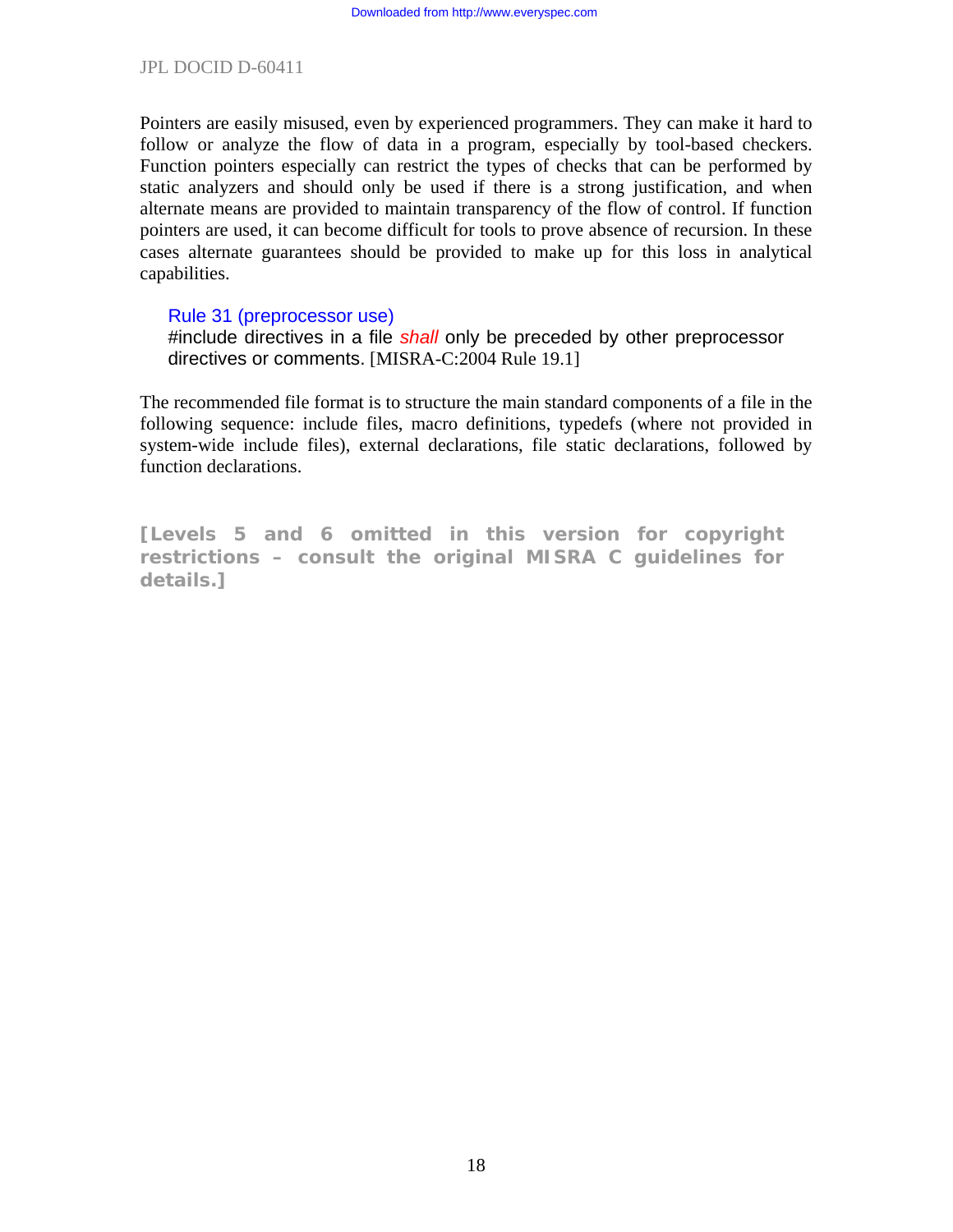Pointers are easily misused, even by experienced programmers. They can make it hard to follow or analyze the flow of data in a program, especially by tool-based checkers. Function pointers especially can restrict the types of checks that can be performed by static analyzers and should only be used if there is a strong justification, and when alternate means are provided to maintain transparency of the flow of control. If function pointers are used, it can become difficult for tools to prove absence of recursion. In these cases alternate guarantees should be provided to make up for this loss in analytical capabilities.

> Rule 31 (preprocessor use)
> #include directives in a file *shall* only be preceded by other preprocessor directives or comments. [MISRA-C:2004 Rule 19.1]

The recommended file format is to structure the main standard components of a file in the following sequence: include files, macro definitions, typedefs (where not provided in system-wide include files), external declarations, file static declarations, followed by function declarations.

**[Levels 5 and 6 omitted in this version for copyright restrictions – consult the original MISRA C guidelines for details.]**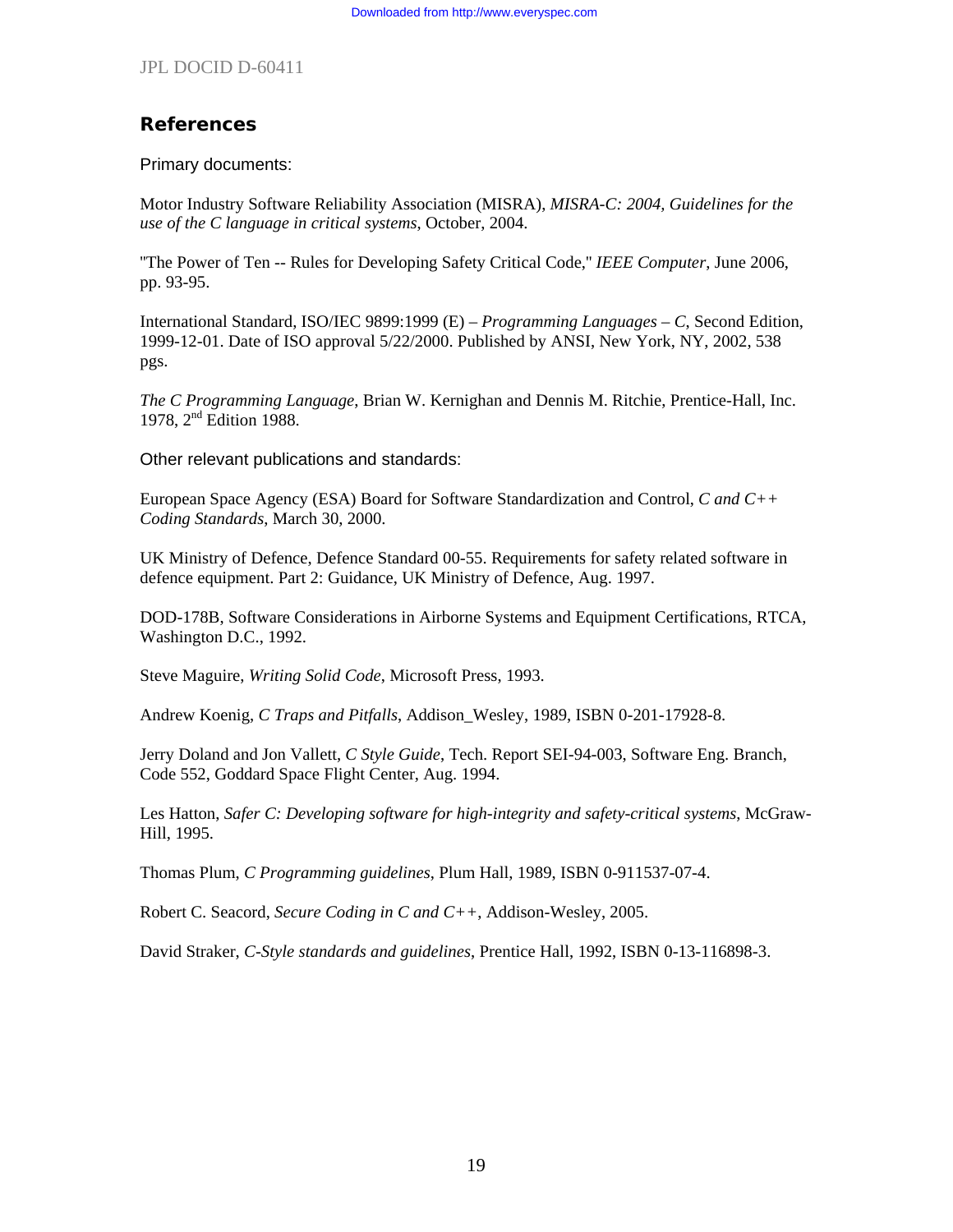## References

Primary documents:

Motor Industry Software Reliability Association (MISRA), *MISRA-C: 2004, Guidelines for the use of the C language in critical systems*, October, 2004.

"The Power of Ten -- Rules for Developing Safety Critical Code," *IEEE Computer*, June 2006, pp. 93-95.

International Standard, ISO/IEC 9899:1999 (E) – *Programming Languages – C*, Second Edition, 1999-12-01. Date of ISO approval 5/22/2000. Published by ANSI, New York, NY, 2002, 538 pgs.

*The C Programming Language*, Brian W. Kernighan and Dennis M. Ritchie, Prentice-Hall, Inc. 1978, 2nd Edition 1988.

Other relevant publications and standards:

European Space Agency (ESA) Board for Software Standardization and Control, *C and C++ Coding Standards*, March 30, 2000.

UK Ministry of Defence, Defence Standard 00-55. Requirements for safety related software in defence equipment. Part 2: Guidance, UK Ministry of Defence, Aug. 1997.

DOD-178B, Software Considerations in Airborne Systems and Equipment Certifications, RTCA, Washington D.C., 1992.

Steve Maguire, *Writing Solid Code*, Microsoft Press, 1993.

Andrew Koenig, *C Traps and Pitfalls*, Addison_Wesley, 1989, ISBN 0-201-17928-8.

Jerry Doland and Jon Vallett, *C Style Guide*, Tech. Report SEI-94-003, Software Eng. Branch, Code 552, Goddard Space Flight Center, Aug. 1994.

Les Hatton, *Safer C: Developing software for high-integrity and safety-critical systems*, McGraw-Hill, 1995.

Thomas Plum, *C Programming guidelines*, Plum Hall, 1989, ISBN 0-911537-07-4.

Robert C. Seacord, *Secure Coding in C and C++*, Addison-Wesley, 2005.

David Straker, *C-Style standards and guidelines*, Prentice Hall, 1992, ISBN 0-13-116898-3.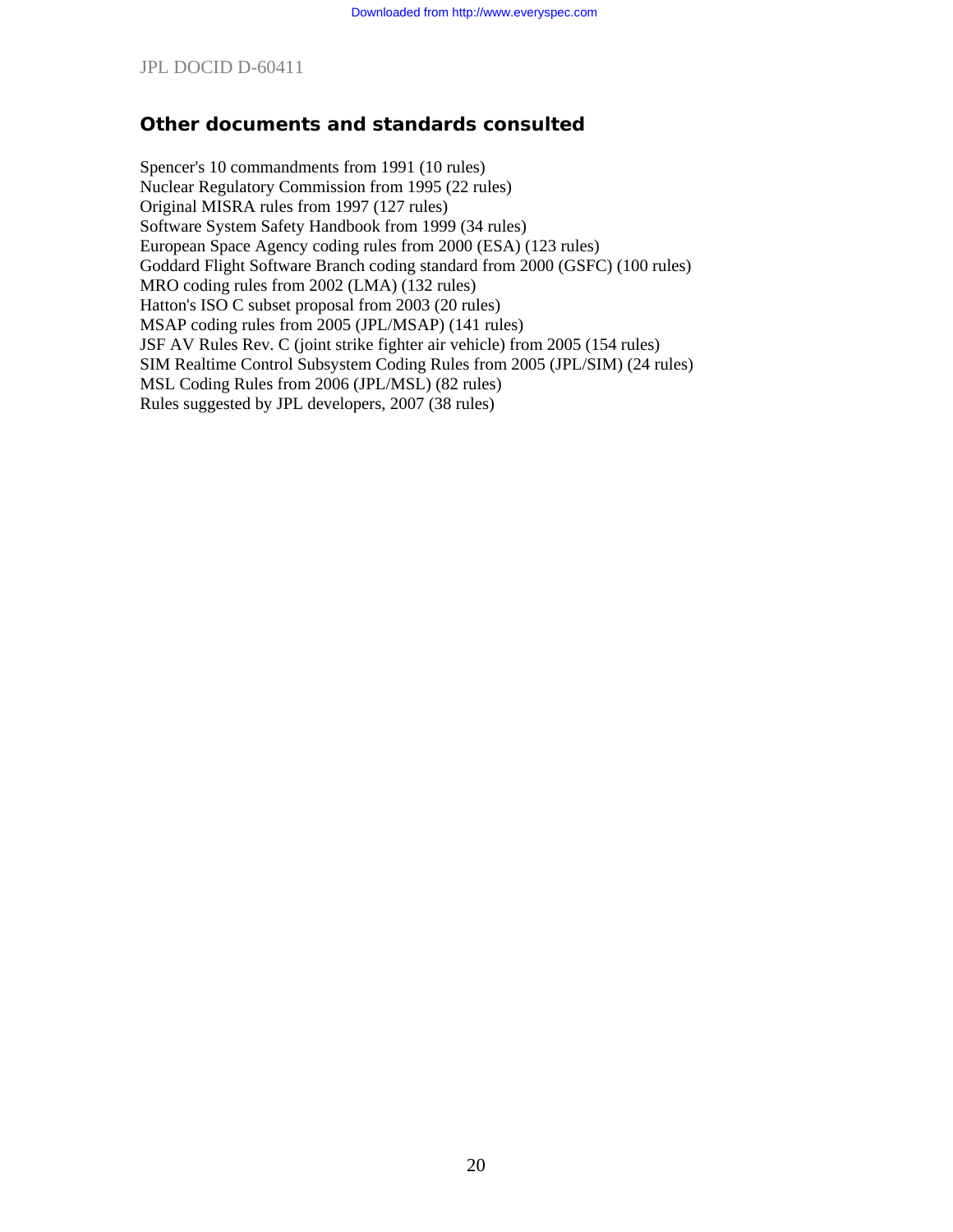## Other documents and standards consulted

Spencer's 10 commandments from 1991 (10 rules)
Nuclear Regulatory Commission from 1995 (22 rules)
Original MISRA rules from 1997 (127 rules)
Software System Safety Handbook from 1999 (34 rules)
European Space Agency coding rules from 2000 (ESA) (123 rules)
Goddard Flight Software Branch coding standard from 2000 (GSFC) (100 rules)
MRO coding rules from 2002 (LMA) (132 rules)
Hatton's ISO C subset proposal from 2003 (20 rules)
MSAP coding rules from 2005 (JPL/MSAP) (141 rules)
JSF AV Rules Rev. C (joint strike fighter air vehicle) from 2005 (154 rules)
SIM Realtime Control Subsystem Coding Rules from 2005 (JPL/SIM) (24 rules)
MSL Coding Rules from 2006 (JPL/MSL) (82 rules)
Rules suggested by JPL developers, 2007 (38 rules)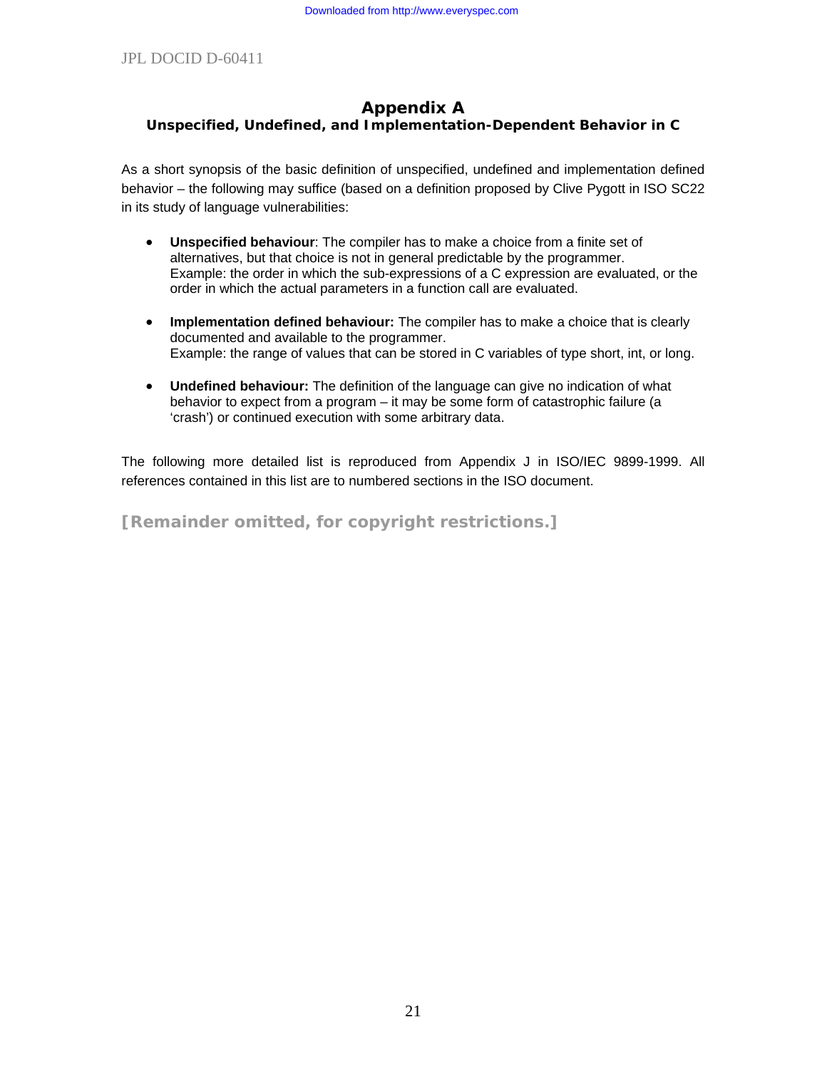# Appendix A

## Unspecified, Undefined, and Implementation-Dependent Behavior in C

As a short synopsis of the basic definition of unspecified, undefined and implementation defined behavior – the following may suffice (based on a definition proposed by Clive Pygott in ISO SC22 in its study of language vulnerabilities:

- **Unspecified behaviour**: The compiler has to make a choice from a finite set of alternatives, but that choice is not in general predictable by the programmer.
  Example: the order in which the sub-expressions of a C expression are evaluated, or the order in which the actual parameters in a function call are evaluated.

- **Implementation defined behaviour:** The compiler has to make a choice that is clearly documented and available to the programmer.
  Example: the range of values that can be stored in C variables of type short, int, or long.

- **Undefined behaviour:** The definition of the language can give no indication of what behavior to expect from a program – it may be some form of catastrophic failure (a 'crash') or continued execution with some arbitrary data.

The following more detailed list is reproduced from Appendix J in ISO/IEC 9899-1999. All references contained in this list are to numbered sections in the ISO document.

**[Remainder omitted, for copyright restrictions.]**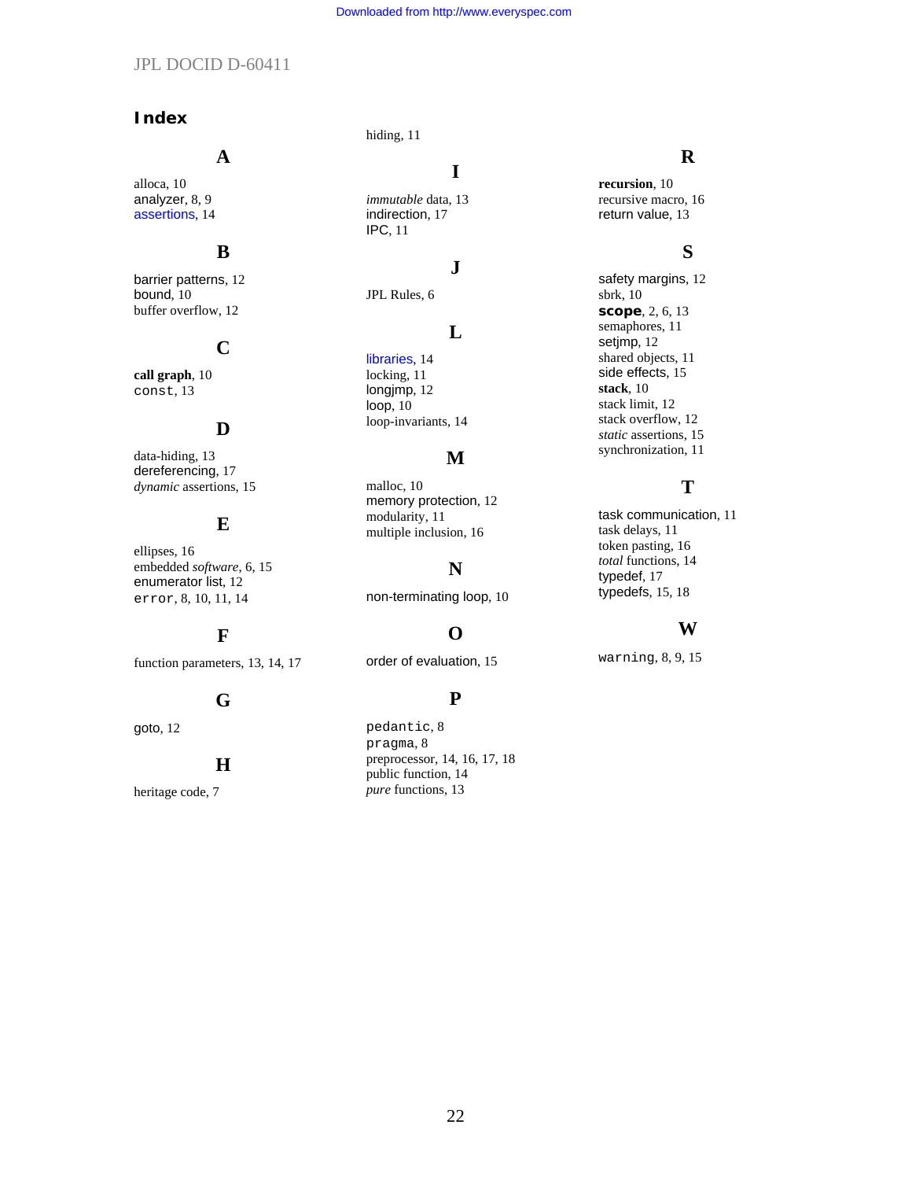# Index

## A

alloca, 10
analyzer, 8, 9
assertions, 14

## B

barrier patterns, 12
bound, 10
buffer overflow, 12

## C

**call graph**, 10
`const`, 13

## D

data-hiding, 13
dereferencing, 17
*dynamic* assertions, 15

## E

ellipses, 16
embedded *software*, 6, 15
enumerator list, 12
`error`, 8, 10, 11, 14

## F

function parameters, 13, 14, 17

## G

goto, 12

## H

heritage code, 7
hiding, 11

## I

*immutable* data, 13
indirection, 17
IPC, 11

## J

JPL Rules, 6

## L

libraries, 14
locking, 11
longjmp, 12
loop, 10
loop-invariants, 14

## M

malloc, 10
memory protection, 12
modularity, 11
multiple inclusion, 16

## N

non-terminating loop, 10

## O

order of evaluation, 15

## P

`pedantic`, 8
`pragma`, 8
preprocessor, 14, 16, 17, 18
public function, 14
*pure* functions, 13

## R

**recursion**, 10
recursive macro, 16
return value, 13

## S

safety margins, 12
sbrk, 10
**scope**, 2, 6, 13
semaphores, 11
setjmp, 12
shared objects, 11
side effects, 15
**stack**, 10
stack limit, 12
stack overflow, 12
*static* assertions, 15
synchronization, 11

## T

task communication, 11
task delays, 11
token pasting, 16
*total* functions, 14
typedef, 17
typedefs, 15, 18

## W

`warning`, 8, 9, 15